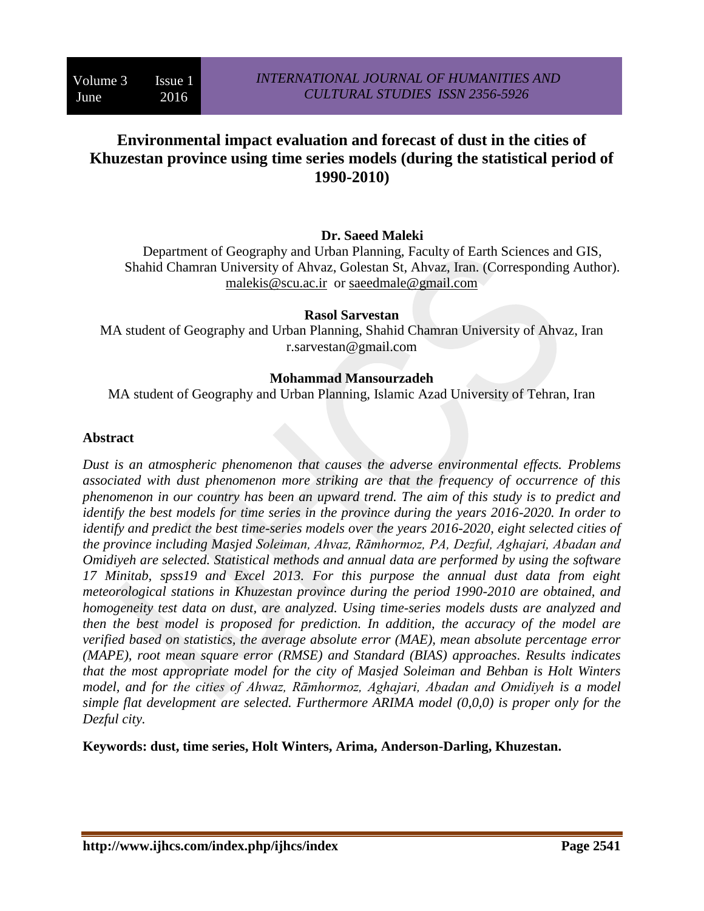# Environmental impact evaluation and forecast of dust in the cities of Khuzestan province using time series models (during the statistical period of 1990-2010)

**Dr. Saeed Maleki**

Department of Geography and Urban Planning, Faculty of Earth Sciences and GIS, Shahid Chamran University of Ahvaz, Golestan St, Ahvaz, Iran. (Corresponding Author). malekis@scu.ac.ir or saeedmale@gmail.com

**Rasol Sarvestan**

MA student of Geography and Urban Planning, Shahid Chamran University of Ahvaz, Iran r.sarvestan@gmail.com

**Mohammad Mansourzadeh**

MA student of Geography and Urban Planning, Islamic Azad University of Tehran, Iran

## Abstract

*Dust is an atmospheric phenomenon that causes the adverse environmental effects. Problems associated with dust phenomenon more striking are that the frequency of occurrence of this phenomenon in our country has been an upward trend. The aim of this study is to predict and identify the best models for time series in the province during the years 2016-2020. In order to identify and predict the best time-series models over the years 2016-2020, eight selected cities of the province including Masjed Soleiman, Ahvaz, Rāmhormoz, PA, Dezful, Aghajari, Abadan and Omidiyeh are selected. Statistical methods and annual data are performed by using the software 17 Minitab, spss19 and Excel 2013. For this purpose the annual dust data from eight meteorological stations in Khuzestan province during the period 1990-2010 are obtained, and homogeneity test data on dust, are analyzed. Using time-series models dusts are analyzed and then the best model is proposed for prediction. In addition, the accuracy of the model are verified based on statistics, the average absolute error (MAE), mean absolute percentage error (MAPE), root mean square error (RMSE) and Standard (BIAS) approaches. Results indicates that the most appropriate model for the city of Masjed Soleiman and Behban is Holt Winters model, and for the cities of Ahwaz, Rāmhormoz, Aghajari, Abadan and Omidiyeh is a model simple flat development are selected. Furthermore ARIMA model (0,0,0) is proper only for the Dezful city.*

**Keywords: dust, time series, Holt Winters, Arima, Anderson-Darling, Khuzestan.**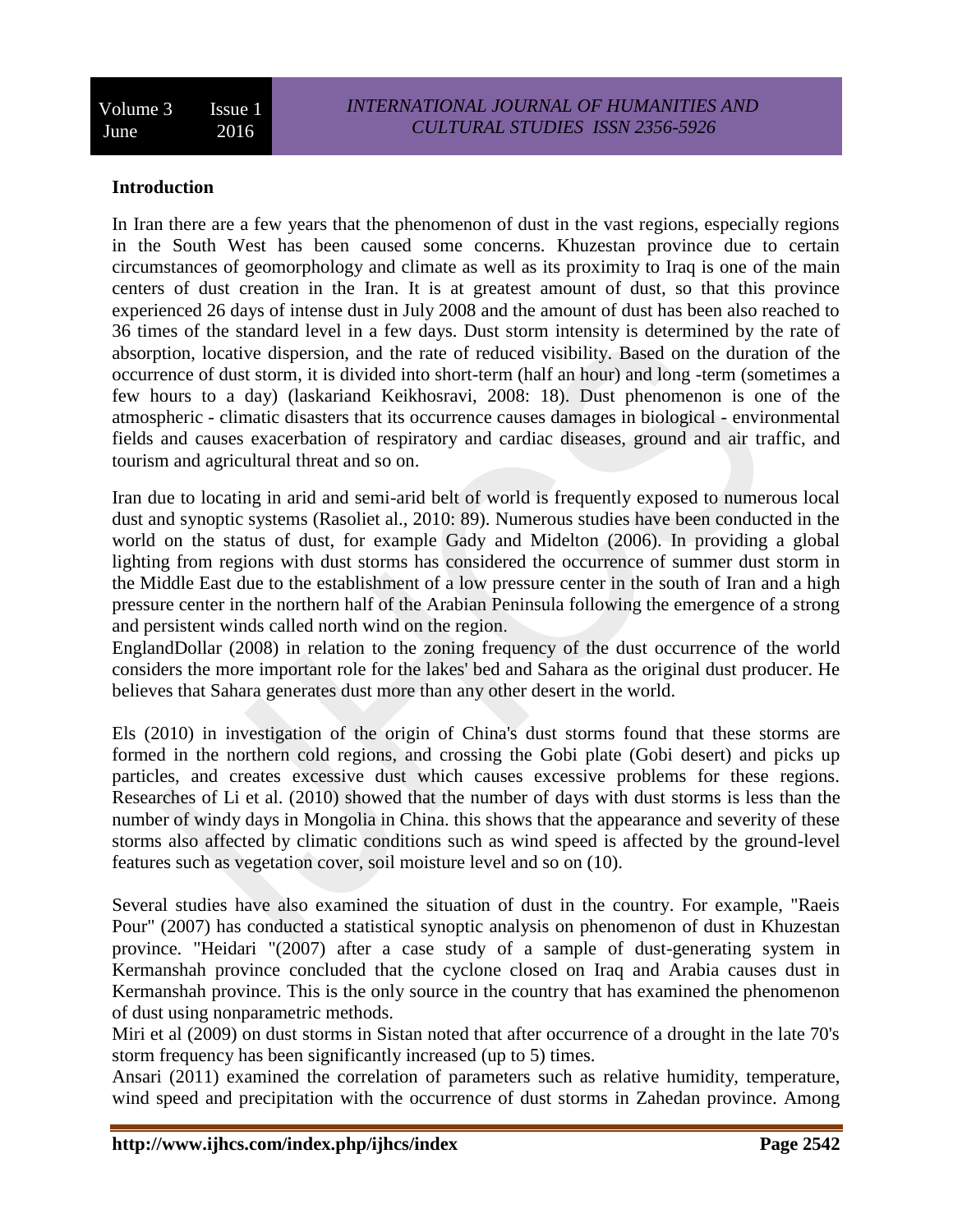## Introduction

In Iran there are a few years that the phenomenon of dust in the vast regions, especially regions in the South West has been caused some concerns. Khuzestan province due to certain circumstances of geomorphology and climate as well as its proximity to Iraq is one of the main centers of dust creation in the Iran. It is at greatest amount of dust, so that this province experienced 26 days of intense dust in July 2008 and the amount of dust has been also reached to 36 times of the standard level in a few days. Dust storm intensity is determined by the rate of absorption, locative dispersion, and the rate of reduced visibility. Based on the duration of the occurrence of dust storm, it is divided into short-term (half an hour) and long -term (sometimes a few hours to a day) (laskariand Keikhosravi, 2008: 18). Dust phenomenon is one of the atmospheric - climatic disasters that its occurrence causes damages in biological - environmental fields and causes exacerbation of respiratory and cardiac diseases, ground and air traffic, and tourism and agricultural threat and so on.

Iran due to locating in arid and semi-arid belt of world is frequently exposed to numerous local dust and synoptic systems (Rasoliet al., 2010: 89). Numerous studies have been conducted in the world on the status of dust, for example Gady and Midelton (2006). In providing a global lighting from regions with dust storms has considered the occurrence of summer dust storm in the Middle East due to the establishment of a low pressure center in the south of Iran and a high pressure center in the northern half of the Arabian Peninsula following the emergence of a strong and persistent winds called north wind on the region.

EnglandDollar (2008) in relation to the zoning frequency of the dust occurrence of the world considers the more important role for the lakes' bed and Sahara as the original dust producer. He believes that Sahara generates dust more than any other desert in the world.

Els (2010) in investigation of the origin of China's dust storms found that these storms are formed in the northern cold regions, and crossing the Gobi plate (Gobi desert) and picks up particles, and creates excessive dust which causes excessive problems for these regions. Researches of Li et al. (2010) showed that the number of days with dust storms is less than the number of windy days in Mongolia in China. this shows that the appearance and severity of these storms also affected by climatic conditions such as wind speed is affected by the ground-level features such as vegetation cover, soil moisture level and so on (10).

Several studies have also examined the situation of dust in the country. For example, "Raeis Pour" (2007) has conducted a statistical synoptic analysis on phenomenon of dust in Khuzestan province. "Heidari "(2007) after a case study of a sample of dust-generating system in Kermanshah province concluded that the cyclone closed on Iraq and Arabia causes dust in Kermanshah province. This is the only source in the country that has examined the phenomenon of dust using nonparametric methods.

Miri et al (2009) on dust storms in Sistan noted that after occurrence of a drought in the late 70's storm frequency has been significantly increased (up to 5) times.

Ansari (2011) examined the correlation of parameters such as relative humidity, temperature, wind speed and precipitation with the occurrence of dust storms in Zahedan province. Among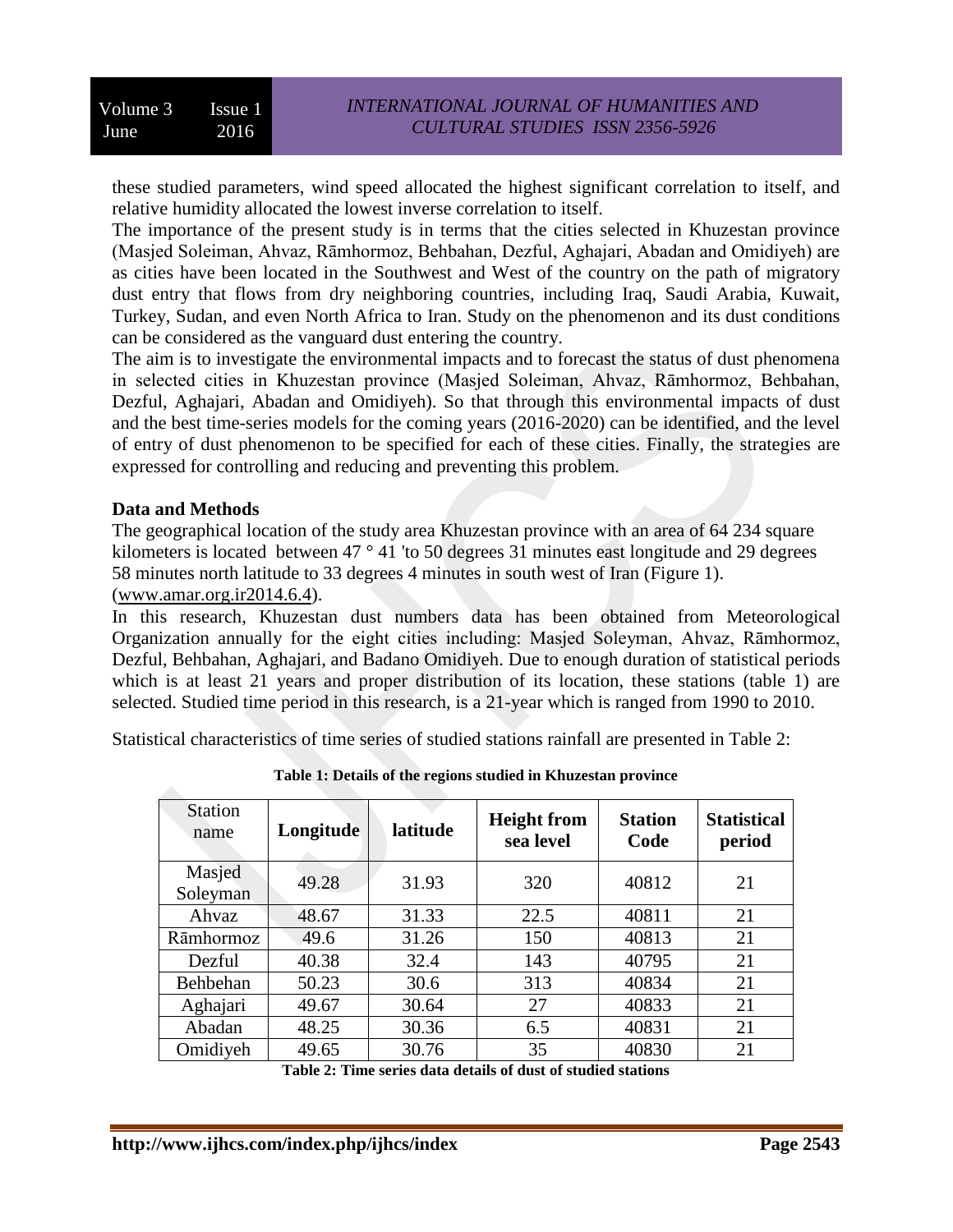these studied parameters, wind speed allocated the highest significant correlation to itself, and relative humidity allocated the lowest inverse correlation to itself.

The importance of the present study is in terms that the cities selected in Khuzestan province (Masjed Soleiman, Ahvaz, Rāmhormoz, Behbahan, Dezful, Aghajari, Abadan and Omidiyeh) are as cities have been located in the Southwest and West of the country on the path of migratory dust entry that flows from dry neighboring countries, including Iraq, Saudi Arabia, Kuwait, Turkey, Sudan, and even North Africa to Iran. Study on the phenomenon and its dust conditions can be considered as the vanguard dust entering the country.

The aim is to investigate the environmental impacts and to forecast the status of dust phenomena in selected cities in Khuzestan province (Masjed Soleiman, Ahvaz, Rāmhormoz, Behbahan, Dezful, Aghajari, Abadan and Omidiyeh). So that through this environmental impacts of dust and the best time-series models for the coming years (2016-2020) can be identified, and the level of entry of dust phenomenon to be specified for each of these cities. Finally, the strategies are expressed for controlling and reducing and preventing this problem.

## Data and Methods

The geographical location of the study area Khuzestan province with an area of 64 234 square kilometers is located between 47 ° 41 'to 50 degrees 31 minutes east longitude and 29 degrees 58 minutes north latitude to 33 degrees 4 minutes in south west of Iran (Figure 1). (www.amar.org.ir2014.6.4).

In this research, Khuzestan dust numbers data has been obtained from Meteorological Organization annually for the eight cities including: Masjed Soleyman, Ahvaz, Rāmhormoz, Dezful, Behbahan, Aghajari, and Badano Omidiyeh. Due to enough duration of statistical periods which is at least 21 years and proper distribution of its location, these stations (table 1) are selected. Studied time period in this research, is a 21-year which is ranged from 1990 to 2010.

Statistical characteristics of time series of studied stations rainfall are presented in Table 2:

**Table 1: Details of the regions studied in Khuzestan province**

| Station name | **Longitude** | **latitude** | **Height from sea level** | **Station Code** | **Statistical period** |
|---|---|---|---|---|---|
| Masjed Soleyman | 49.28 | 31.93 | 320 | 40812 | 21 |
| Ahvaz | 48.67 | 31.33 | 22.5 | 40811 | 21 |
| Rāmhormoz | 49.6 | 31.26 | 150 | 40813 | 21 |
| Dezful | 40.38 | 32.4 | 143 | 40795 | 21 |
| Behbahan | 50.23 | 30.6 | 313 | 40834 | 21 |
| Aghajari | 49.67 | 30.64 | 27 | 40833 | 21 |
| Abadan | 48.25 | 30.36 | 6.5 | 40831 | 21 |
| Omidiyeh | 49.65 | 30.76 | 35 | 40830 | 21 |

**Table 2: Time series data details of dust of studied stations**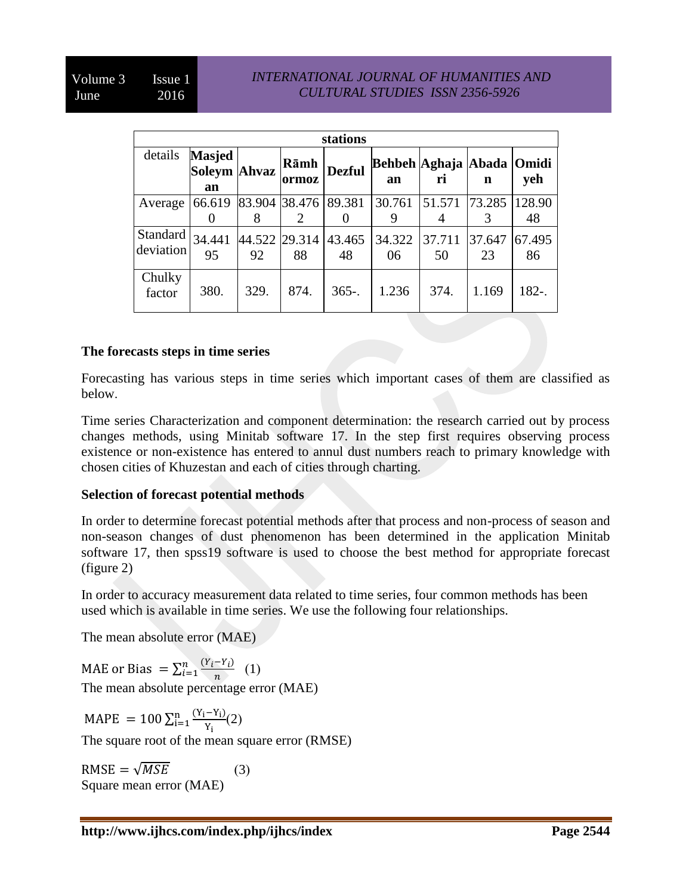| stations | | | | | | | | |
|---|---|---|---|---|---|---|---|---|
| details | **Masjed Soleyman** | **Ahvaz** | **Rāmhormoz** | **Dezful** | **Behbehan** | **Aghajari** | **Abadan** | **Omidiyeh** |
| Average | 66.6190 | 83.9048 | 38.4762 | 89.3810 | 30.7619 | 51.5714 | 73.2853 | 128.9048 |
| Standard deviation | 34.44195 | 44.52292 | 29.31488 | 43.46548 | 34.32206 | 37.71150 | 37.64723 | 67.49586 |
| Chulky factor | 380. | 329. | 874. | 365-. | 1.236 | 374. | 1.169 | 182-. |

### The forecasts steps in time series

Forecasting has various steps in time series which important cases of them are classified as below.

Time series Characterization and component determination: the research carried out by process changes methods, using Minitab software 17. In the step first requires observing process existence or non-existence has entered to annul dust numbers reach to primary knowledge with chosen cities of Khuzestan and each of cities through charting.

### Selection of forecast potential methods

In order to determine forecast potential methods after that process and non-process of season and non-season changes of dust phenomenon has been determined in the application Minitab software 17, then spss19 software is used to choose the best method for appropriate forecast (figure 2)

In order to accuracy measurement data related to time series, four common methods has been used which is available in time series. We use the following four relationships.

The mean absolute error (MAE)

MAE or Bias $= \sum_{i=1}^{n} \frac{(Y_i - Y_i)}{n}$ (1)

The mean absolute percentage error (MAE)

MAPE $= 100 \sum_{i=1}^{n} \frac{(Y_i - Y_i)}{Y_i}$(2)

The square root of the mean square error (RMSE)

RMSE $= \sqrt{MSE}$ (3)

Square mean error (MAE)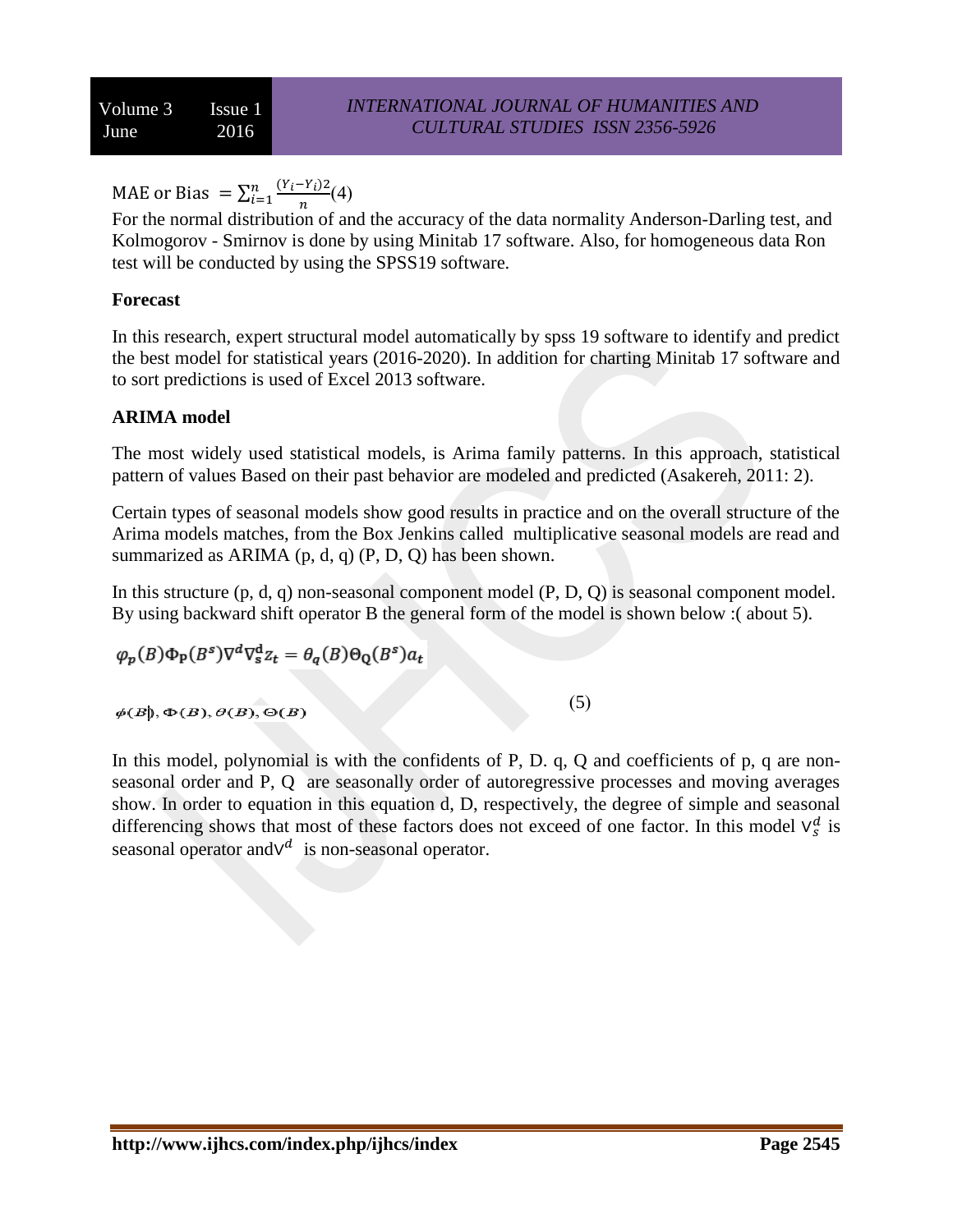MAE or Bias $= \sum_{i=1}^{n} \frac{(Y_i - Y_i)2}{n}$ (4)

For the normal distribution of and the accuracy of the data normality Anderson-Darling test, and Kolmogorov - Smirnov is done by using Minitab 17 software. Also, for homogeneous data Ron test will be conducted by using the SPSS19 software.

**Forecast**

In this research, expert structural model automatically by spss 19 software to identify and predict the best model for statistical years (2016-2020). In addition for charting Minitab 17 software and to sort predictions is used of Excel 2013 software.

**ARIMA model**

The most widely used statistical models, is Arima family patterns. In this approach, statistical pattern of values Based on their past behavior are modeled and predicted (Asakereh, 2011: 2).

Certain types of seasonal models show good results in practice and on the overall structure of the Arima models matches, from the Box Jenkins called multiplicative seasonal models are read and summarized as ARIMA (p, d, q) (P, D, Q) has been shown.

In this structure (p, d, q) non-seasonal component model (P, D, Q) is seasonal component model. By using backward shift operator B the general form of the model is shown below :( about 5).

$$\varphi_p(B)\Phi_P(B^s)\nabla^d\nabla_s^d z_t = \theta_q(B)\Theta_Q(B^s)a_t$$

$$\phi(B), \Phi(B), \theta(B), \Theta(B) \qquad (5)$$

In this model, polynomial is with the confidents of P, D. q, Q and coefficients of p, q are non-seasonal order and P, Q are seasonally order of autoregressive processes and moving averages show. In order to equation in this equation d, D, respectively, the degree of simple and seasonal differencing shows that most of these factors does not exceed of one factor. In this model $\nabla_s^d$ is seasonal operator and$\nabla^d$ is non-seasonal operator.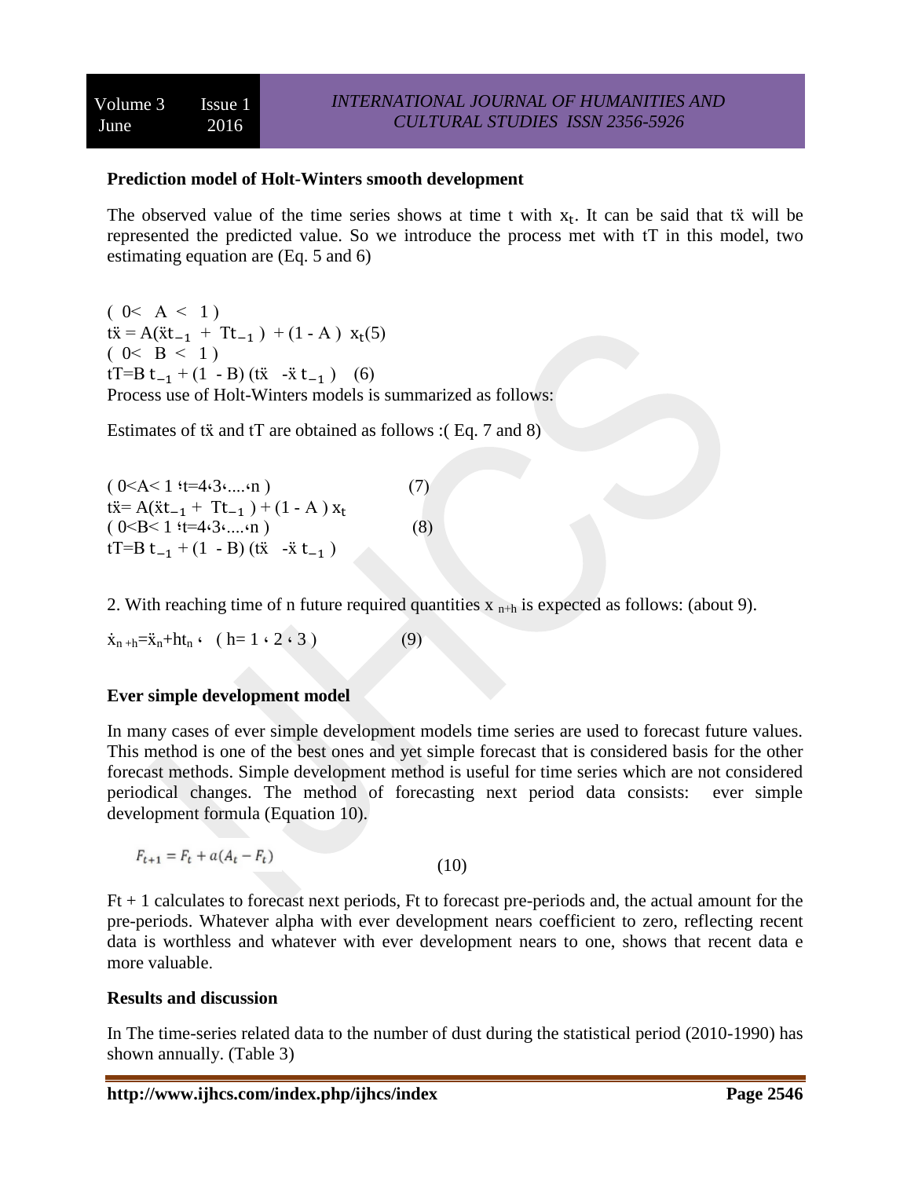### Prediction model of Holt-Winters smooth development

The observed value of the time series shows at time t with $x_t$. It can be said that tẍ will be represented the predicted value. So we introduce the process met with tT in this model, two estimating equation are (Eq. 5 and 6)

$( 0< A < 1 )$

$t\ddot{x} = A(\ddot{x}t_{-1} + Tt_{-1}) + (1 - A)\ x_t (5)$

$( 0< B < 1 )$

$tT = B\ t_{-1} + (1 - B)(t\ddot{x} - \ddot{x}\ t_{-1})\quad (6)$

Process use of Holt-Winters models is summarized as follows:

Estimates of tẍ and tT are obtained as follows :( Eq. 7 and 8)

$( 0<A< 1 ؛t=4،3،....،n )\qquad (7)$

$t\ddot{x} = A(\ddot{x}t_{-1} + Tt_{-1}) + (1 - A)\ x_t$

$( 0<B< 1 ؛t=4،3،....،n )\qquad (8)$

$tT = B\ t_{-1} + (1 - B)(t\ddot{x} - \ddot{x}\ t_{-1})$

2. With reaching time of n future required quantities $x_{n+h}$ is expected as follows: (about 9).

$\dot{x}_{n+h} = \ddot{x}_n + ht_n$ ، ( h= 1 ، 2 ، 3 ) (9)

### Ever simple development model

In many cases of ever simple development models time series are used to forecast future values. This method is one of the best ones and yet simple forecast that is considered basis for the other forecast methods. Simple development method is useful for time series which are not considered periodical changes. The method of forecasting next period data consists: ever simple development formula (Equation 10).

$$F_{t+1} = F_t + a(A_t - F_t) \qquad (10)$$

Ft + 1 calculates to forecast next periods, Ft to forecast pre-periods and, the actual amount for the pre-periods. Whatever alpha with ever development nears coefficient to zero, reflecting recent data is worthless and whatever with ever development nears to one, shows that recent data e more valuable.

### Results and discussion

In The time-series related data to the number of dust during the statistical period (2010-1990) has shown annually. (Table 3)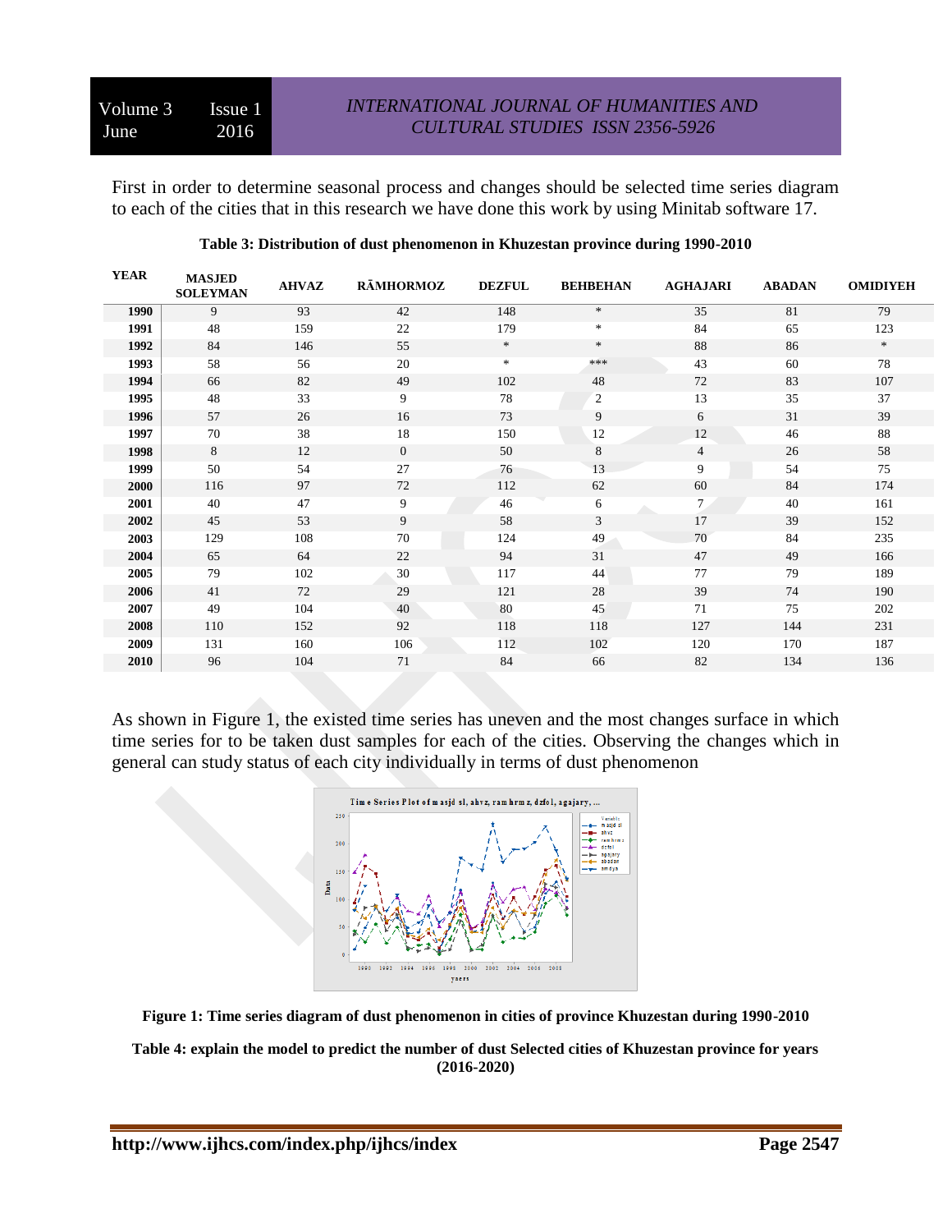First in order to determine seasonal process and changes should be selected time series diagram to each of the cities that in this research we have done this work by using Minitab software 17.

**Table 3: Distribution of dust phenomenon in Khuzestan province during 1990-2010**

| YEAR | MASJED SOLEYMAN | AHVAZ | RĀMHORMOZ | DEZFUL | BEHBEHAN | AGHAJARI | ABADAN | OMIDIYEH |
|---|---|---|---|---|---|---|---|---|
| 1990 | 9 | 93 | 42 | 148 | * | 35 | 81 | 79 |
| 1991 | 48 | 159 | 22 | 179 | * | 84 | 65 | 123 |
| 1992 | 84 | 146 | 55 | * | * | 88 | 86 | * |
| 1993 | 58 | 56 | 20 | * | *** | 43 | 60 | 78 |
| 1994 | 66 | 82 | 49 | 102 | 48 | 72 | 83 | 107 |
| 1995 | 48 | 33 | 9 | 78 | 2 | 13 | 35 | 37 |
| 1996 | 57 | 26 | 16 | 73 | 9 | 6 | 31 | 39 |
| 1997 | 70 | 38 | 18 | 150 | 12 | 12 | 46 | 88 |
| 1998 | 8 | 12 | 0 | 50 | 8 | 4 | 26 | 58 |
| 1999 | 50 | 54 | 27 | 76 | 13 | 9 | 54 | 75 |
| 2000 | 116 | 97 | 72 | 112 | 62 | 60 | 84 | 174 |
| 2001 | 40 | 47 | 9 | 46 | 6 | 7 | 40 | 161 |
| 2002 | 45 | 53 | 9 | 58 | 3 | 17 | 39 | 152 |
| 2003 | 129 | 108 | 70 | 124 | 49 | 70 | 84 | 235 |
| 2004 | 65 | 64 | 22 | 94 | 31 | 47 | 49 | 166 |
| 2005 | 79 | 102 | 30 | 117 | 44 | 77 | 79 | 189 |
| 2006 | 41 | 72 | 29 | 121 | 28 | 39 | 74 | 190 |
| 2007 | 49 | 104 | 40 | 80 | 45 | 71 | 75 | 202 |
| 2008 | 110 | 152 | 92 | 118 | 118 | 127 | 144 | 231 |
| 2009 | 131 | 160 | 106 | 112 | 102 | 120 | 170 | 187 |
| 2010 | 96 | 104 | 71 | 84 | 66 | 82 | 134 | 136 |

As shown in Figure 1, the existed time series has uneven and the most changes surface in which time series for to be taken dust samples for each of the cities. Observing the changes which in general can study status of each city individually in terms of dust phenomenon

**Figure 1: Time series diagram of dust phenomenon in cities of province Khuzestan during 1990-2010**

**Table 4: explain the model to predict the number of dust Selected cities of Khuzestan province for years (2016-2020)**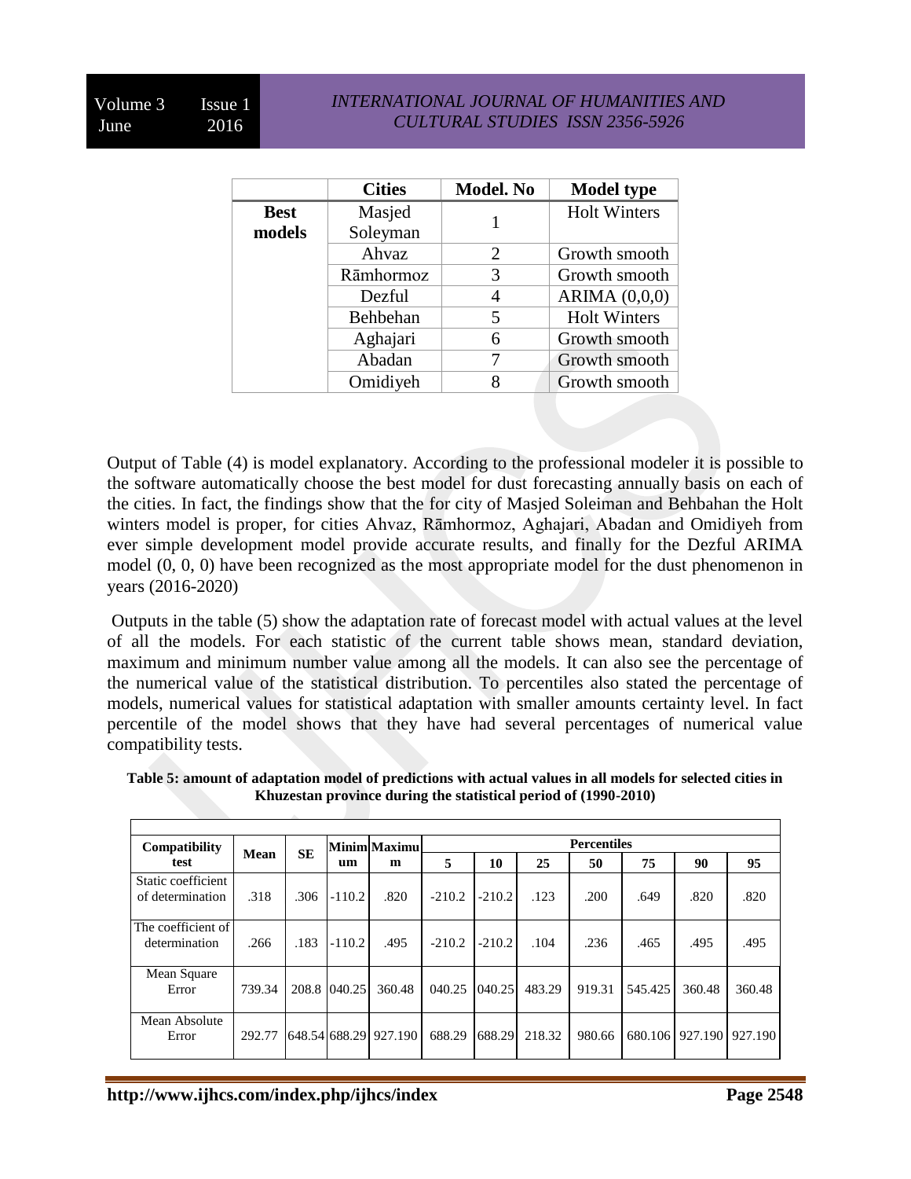| | Cities | Model. No | Model type |
|---|---|---|---|
| **Best models** | Masjed Soleyman | 1 | Holt Winters |
| | Ahvaz | 2 | Growth smooth |
| | Rāmhormoz | 3 | Growth smooth |
| | Dezful | 4 | ARIMA (0,0,0) |
| | Behbehan | 5 | Holt Winters |
| | Aghajari | 6 | Growth smooth |
| | Abadan | 7 | Growth smooth |
| | Omidiyeh | 8 | Growth smooth |

Output of Table (4) is model explanatory. According to the professional modeler it is possible to the software automatically choose the best model for dust forecasting annually basis on each of the cities. In fact, the findings show that the for city of Masjed Soleiman and Behbahan the Holt winters model is proper, for cities Ahvaz, Rāmhormoz, Aghajari, Abadan and Omidiyeh from ever simple development model provide accurate results, and finally for the Dezful ARIMA model (0, 0, 0) have been recognized as the most appropriate model for the dust phenomenon in years (2016-2020)

Outputs in the table (5) show the adaptation rate of forecast model with actual values at the level of all the models. For each statistic of the current table shows mean, standard deviation, maximum and minimum number value among all the models. It can also see the percentage of the numerical value of the statistical distribution. To percentiles also stated the percentage of models, numerical values for statistical adaptation with smaller amounts certainty level. In fact percentile of the model shows that they have had several percentages of numerical value compatibility tests.

**Table 5: amount of adaptation model of predictions with actual values in all models for selected cities in Khuzestan province during the statistical period of (1990-2010)**

| Compatibility test | Mean | SE | Minimum | Maximum | Percentiles | | | | | | |
|---|---|---|---|---|---|---|---|---|---|---|---|
| | | | | | 5 | 10 | 25 | 50 | 75 | 90 | 95 |
| Static coefficient of determination | .318 | .306 | -110.2 | .820 | -210.2 | -210.2 | .123 | .200 | .649 | .820 | .820 |
| The coefficient of determination | .266 | .183 | -110.2 | .495 | -210.2 | -210.2 | .104 | .236 | .465 | .495 | .495 |
| Mean Square Error | 739.34 | 208.8 | 040.25 | 360.48 | 040.25 | 040.25 | 483.29 | 919.31 | 545.425 | 360.48 | 360.48 |
| Mean Absolute Error | 292.77 | 648.54 | 688.29 | 927.190 | 688.29 | 688.29 | 218.32 | 980.66 | 680.106 | 927.190 | 927.190 |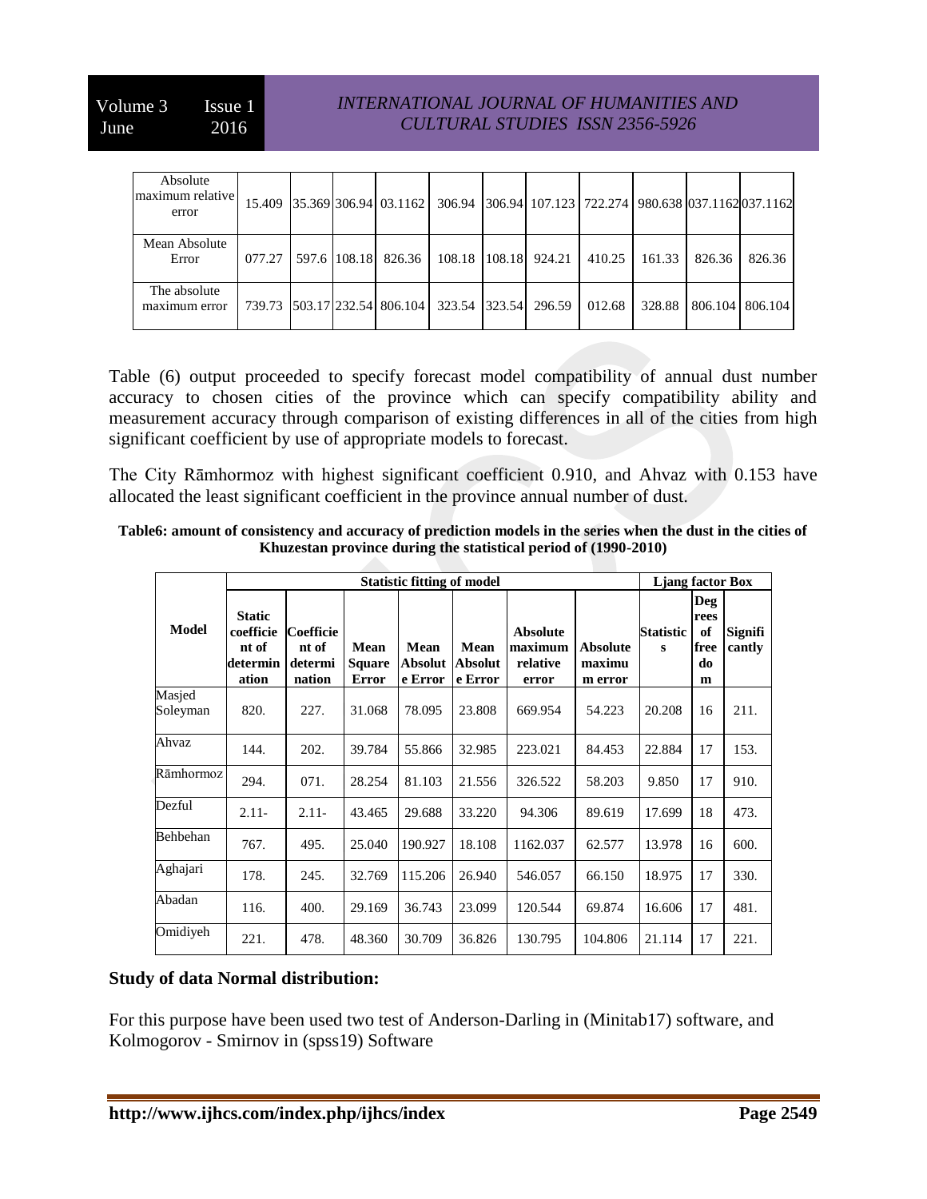| Absolute maximum relative error | 15.409 | 35.369 | 306.94 | 03.1162 | 306.94 | 306.94 | 107.123 | 722.274 | 980.638 | 037.1162 | 037.1162 |
|---|---|---|---|---|---|---|---|---|---|---|---|
| Mean Absolute Error | 077.27 | 597.6 | 108.18 | 826.36 | 108.18 | 108.18 | 924.21 | 410.25 | 161.33 | 826.36 | 826.36 |
| The absolute maximum error | 739.73 | 503.17 | 232.54 | 806.104 | 323.54 | 323.54 | 296.59 | 012.68 | 328.88 | 806.104 | 806.104 |

Table (6) output proceeded to specify forecast model compatibility of annual dust number accuracy to chosen cities of the province which can specify compatibility ability and measurement accuracy through comparison of existing differences in all of the cities from high significant coefficient by use of appropriate models to forecast.

The City Rāmhormoz with highest significant coefficient 0.910, and Ahvaz with 0.153 have allocated the least significant coefficient in the province annual number of dust.

**Table6: amount of consistency and accuracy of prediction models in the series when the dust in the cities of Khuzestan province during the statistical period of (1990-2010)**

| Model | Statistic fitting of model | | | | | | | Ljang factor Box | | |
|---|---|---|---|---|---|---|---|---|---|---|
| | Static coefficient of determination | Coefficient of determination | Mean Square Error | Mean Absolute Error | Mean Absolute Error | Absolute maximum relative error | Absolute maximum error | Statistics | Degrees of freedom | Significantly |
| Masjed Soleyman | 820. | 227. | 31.068 | 78.095 | 23.808 | 669.954 | 54.223 | 20.208 | 16 | 211. |
| Ahvaz | 144. | 202. | 39.784 | 55.866 | 32.985 | 223.021 | 84.453 | 22.884 | 17 | 153. |
| Rāmhormoz | 294. | 071. | 28.254 | 81.103 | 21.556 | 326.522 | 58.203 | 9.850 | 17 | 910. |
| Dezful | 2.11- | 2.11- | 43.465 | 29.688 | 33.220 | 94.306 | 89.619 | 17.699 | 18 | 473. |
| Behbehan | 767. | 495. | 25.040 | 190.927 | 18.108 | 1162.037 | 62.577 | 13.978 | 16 | 600. |
| Aghajari | 178. | 245. | 32.769 | 115.206 | 26.940 | 546.057 | 66.150 | 18.975 | 17 | 330. |
| Abadan | 116. | 400. | 29.169 | 36.743 | 23.099 | 120.544 | 69.874 | 16.606 | 17 | 481. |
| Omidiyeh | 221. | 478. | 48.360 | 30.709 | 36.826 | 130.795 | 104.806 | 21.114 | 17 | 221. |

**Study of data Normal distribution:**

For this purpose have been used two test of Anderson-Darling in (Minitab17) software, and Kolmogorov - Smirnov in (spss19) Software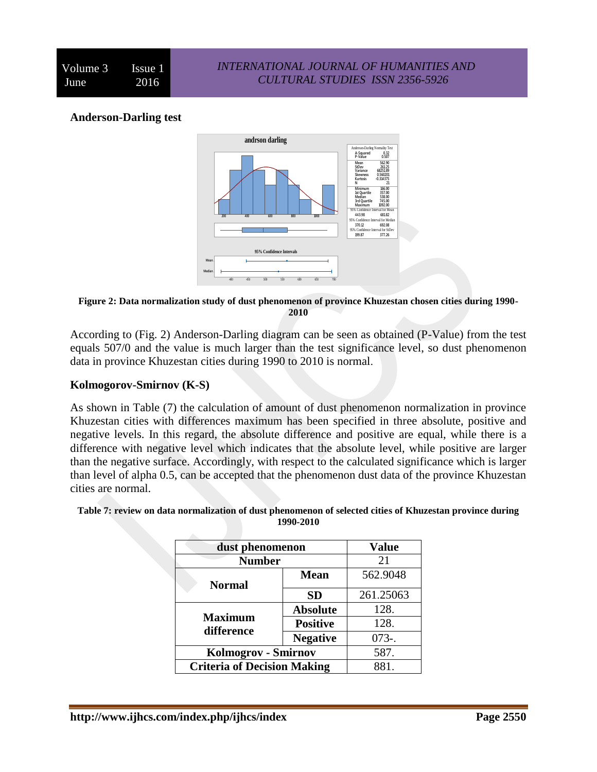### Anderson-Darling test

**Figure 2: Data normalization study of dust phenomenon of province Khuzestan chosen cities during 1990-2010**

According to (Fig. 2) Anderson-Darling diagram can be seen as obtained (P-Value) from the test equals 507/0 and the value is much larger than the test significance level, so dust phenomenon data in province Khuzestan cities during 1990 to 2010 is normal.

### Kolmogorov-Smirnov (K-S)

As shown in Table (7) the calculation of amount of dust phenomenon normalization in province Khuzestan cities with differences maximum has been specified in three absolute, positive and negative levels. In this regard, the absolute difference and positive are equal, while there is a difference with negative level which indicates that the absolute level, while positive are larger than the negative surface. Accordingly, with respect to the calculated significance which is larger than level of alpha 0.5, can be accepted that the phenomenon dust data of the province Khuzestan cities are normal.

**Table 7: review on data normalization of dust phenomenon of selected cities of Khuzestan province during 1990-2010**

| dust phenomenon | | Value |
|---|---|---|
| Number | | 21 |
| Normal | Mean | 562.9048 |
| | SD | 261.25063 |
| Maximum difference | Absolute | 128. |
| | Positive | 128. |
| | Negative | 073-. |
| Kolmogrov - Smirnov | | 587. |
| Criteria of Decision Making | | 881. |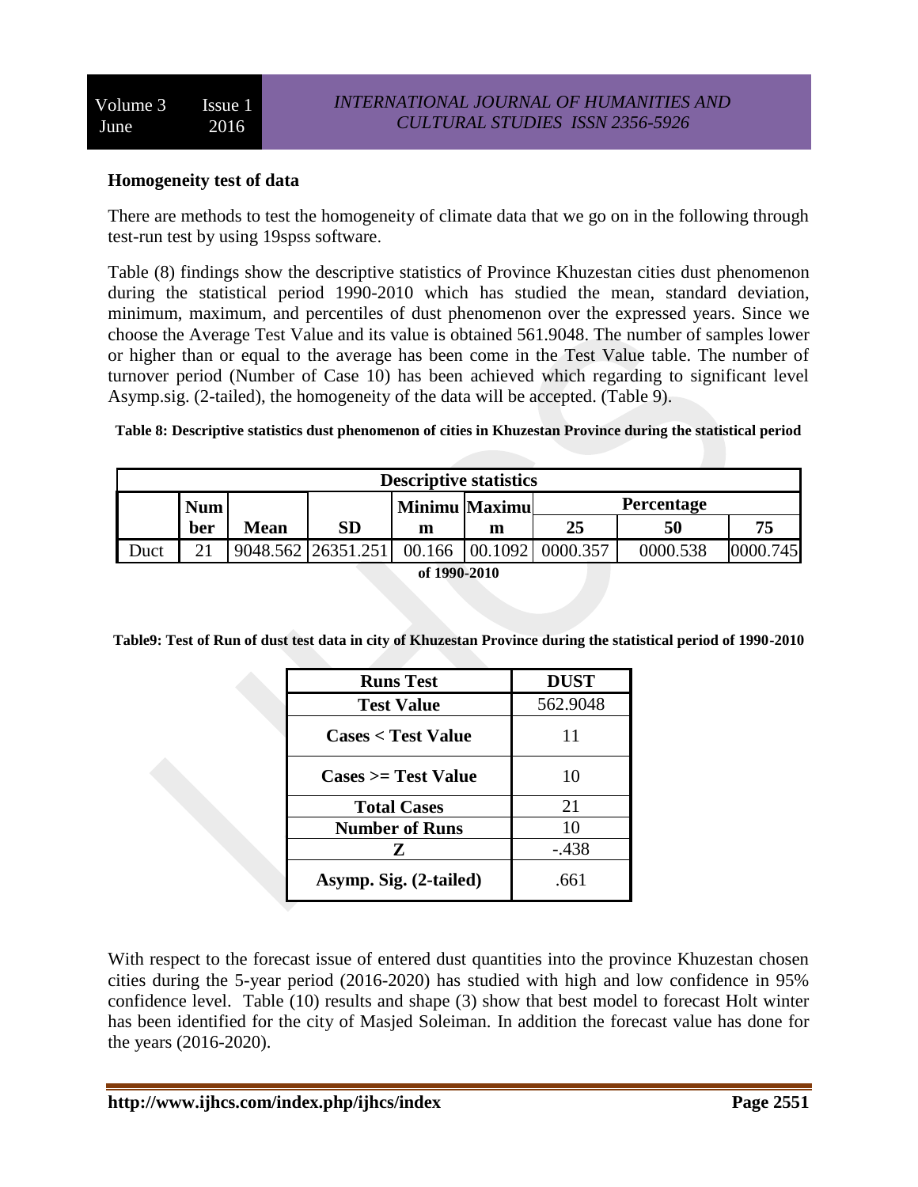**Homogeneity test of data**

There are methods to test the homogeneity of climate data that we go on in the following through test-run test by using 19spss software.

Table (8) findings show the descriptive statistics of Province Khuzestan cities dust phenomenon during the statistical period 1990-2010 which has studied the mean, standard deviation, minimum, maximum, and percentiles of dust phenomenon over the expressed years. Since we choose the Average Test Value and its value is obtained 561.9048. The number of samples lower or higher than or equal to the average has been come in the Test Value table. The number of turnover period (Number of Case 10) has been achieved which regarding to significant level Asymp.sig. (2-tailed), the homogeneity of the data will be accepted. (Table 9).

**Table 8: Descriptive statistics dust phenomenon of cities in Khuzestan Province during the statistical period of 1990-2010**

| Descriptive statistics | | | | | | | | |
|---|---|---|---|---|---|---|---|---|
| | Number | Mean | SD | Minimum | Maximum | Percentage | | |
| | | | | | | 25 | 50 | 75 |
| Duct | 21 | 9048.562 | 26351.251 | 00.166 | 00.1092 | 0000.357 | 0000.538 | 0000.745 |

**Table9: Test of Run of dust test data in city of Khuzestan Province during the statistical period of 1990-2010**

| Runs Test | DUST |
|---|---|
| Test Value | 562.9048 |
| Cases < Test Value | 11 |
| Cases >= Test Value | 10 |
| Total Cases | 21 |
| Number of Runs | 10 |
| Z | -.438 |
| Asymp. Sig. (2-tailed) | .661 |

With respect to the forecast issue of entered dust quantities into the province Khuzestan chosen cities during the 5-year period (2016-2020) has studied with high and low confidence in 95% confidence level. Table (10) results and shape (3) show that best model to forecast Holt winter has been identified for the city of Masjed Soleiman. In addition the forecast value has done for the years (2016-2020).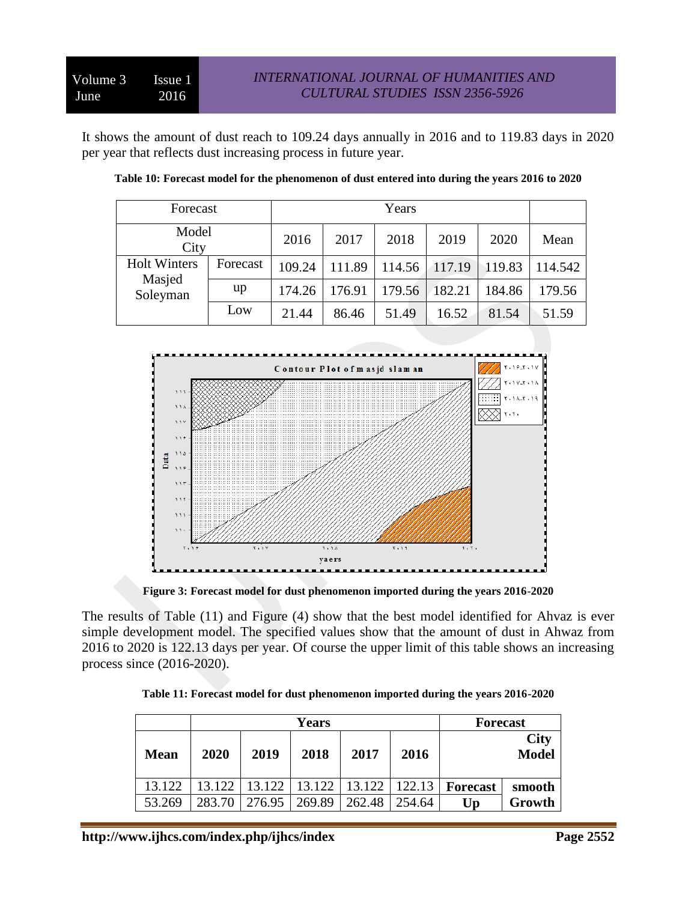It shows the amount of dust reach to 109.24 days annually in 2016 and to 119.83 days in 2020 per year that reflects dust increasing process in future year.

**Table 10: Forecast model for the phenomenon of dust entered into during the years 2016 to 2020**

| Forecast | | Years | | | | | |
|---|---|---|---|---|---|---|---|
| Model City | | 2016 | 2017 | 2018 | 2019 | 2020 | Mean |
| Holt Winters Masjed Soleyman | Forecast | 109.24 | 111.89 | 114.56 | 117.19 | 119.83 | 114.542 |
| | up | 174.26 | 176.91 | 179.56 | 182.21 | 184.86 | 179.56 |
| | Low | 21.44 | 86.46 | 51.49 | 16.52 | 81.54 | 51.59 |

**Figure 3: Forecast model for dust phenomenon imported during the years 2016-2020**

The results of Table (11) and Figure (4) show that the best model identified for Ahvaz is ever simple development model. The specified values show that the amount of dust in Ahwaz from 2016 to 2020 is 122.13 days per year. Of course the upper limit of this table shows an increasing process since (2016-2020).

**Table 11: Forecast model for dust phenomenon imported during the years 2016-2020**

| | Years | | | | | Forecast | |
|---|---|---|---|---|---|---|---|
| **Mean** | **2020** | **2019** | **2018** | **2017** | **2016** | | **City Model** |
| 13.122 | 13.122 | 13.122 | 13.122 | 13.122 | 122.13 | **Forecast** | **smooth** |
| 53.269 | 283.70 | 276.95 | 269.89 | 262.48 | 254.64 | **Up** | **Growth** |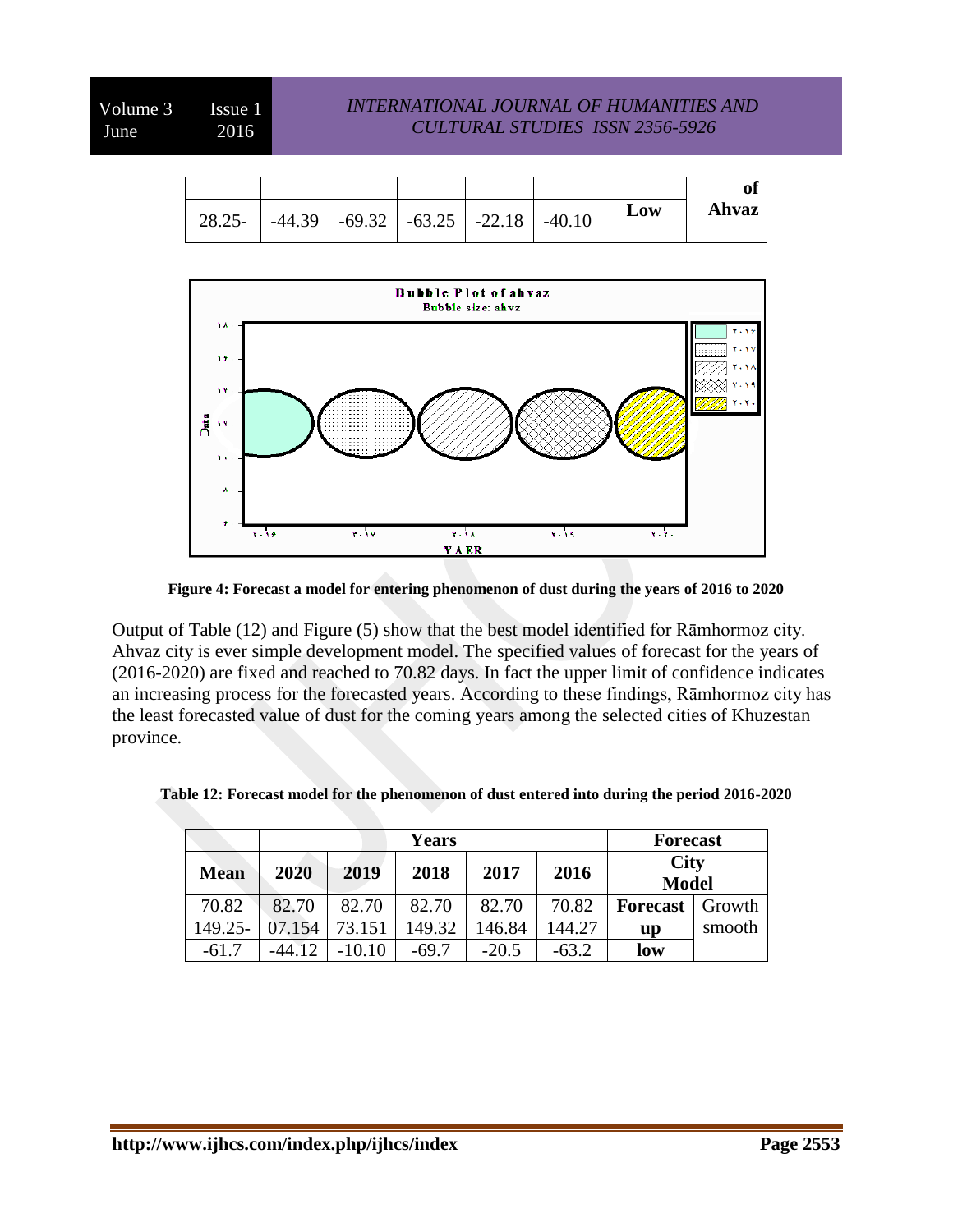|  |  |  |  |  |  |  | of |
|---|---|---|---|---|---|---|---|
| 28.25- | -44.39 | -69.32 | -63.25 | -22.18 | -40.10 | **Low** | **Ahvaz** |

**Figure 4: Forecast a model for entering phenomenon of dust during the years of 2016 to 2020**

Output of Table (12) and Figure (5) show that the best model identified for Rāmhormoz city. Ahvaz city is ever simple development model. The specified values of forecast for the years of (2016-2020) are fixed and reached to 70.82 days. In fact the upper limit of confidence indicates an increasing process for the forecasted years. According to these findings, Rāmhormoz city has the least forecasted value of dust for the coming years among the selected cities of Khuzestan province.

**Table 12: Forecast model for the phenomenon of dust entered into during the period 2016-2020**

|  | **Years** |  |  |  |  | **Forecast** |  |
|---|---|---|---|---|---|---|---|
| **Mean** | **2020** | **2019** | **2018** | **2017** | **2016** | **City Model** |  |
| 70.82 | 82.70 | 82.70 | 82.70 | 82.70 | 70.82 | **Forecast** | Growth smooth |
| 149.25- | 07.154 | 73.151 | 149.32 | 146.84 | 144.27 | **up** |  |
| -61.7 | -44.12 | -10.10 | -69.7 | -20.5 | -63.2 | **low** |  |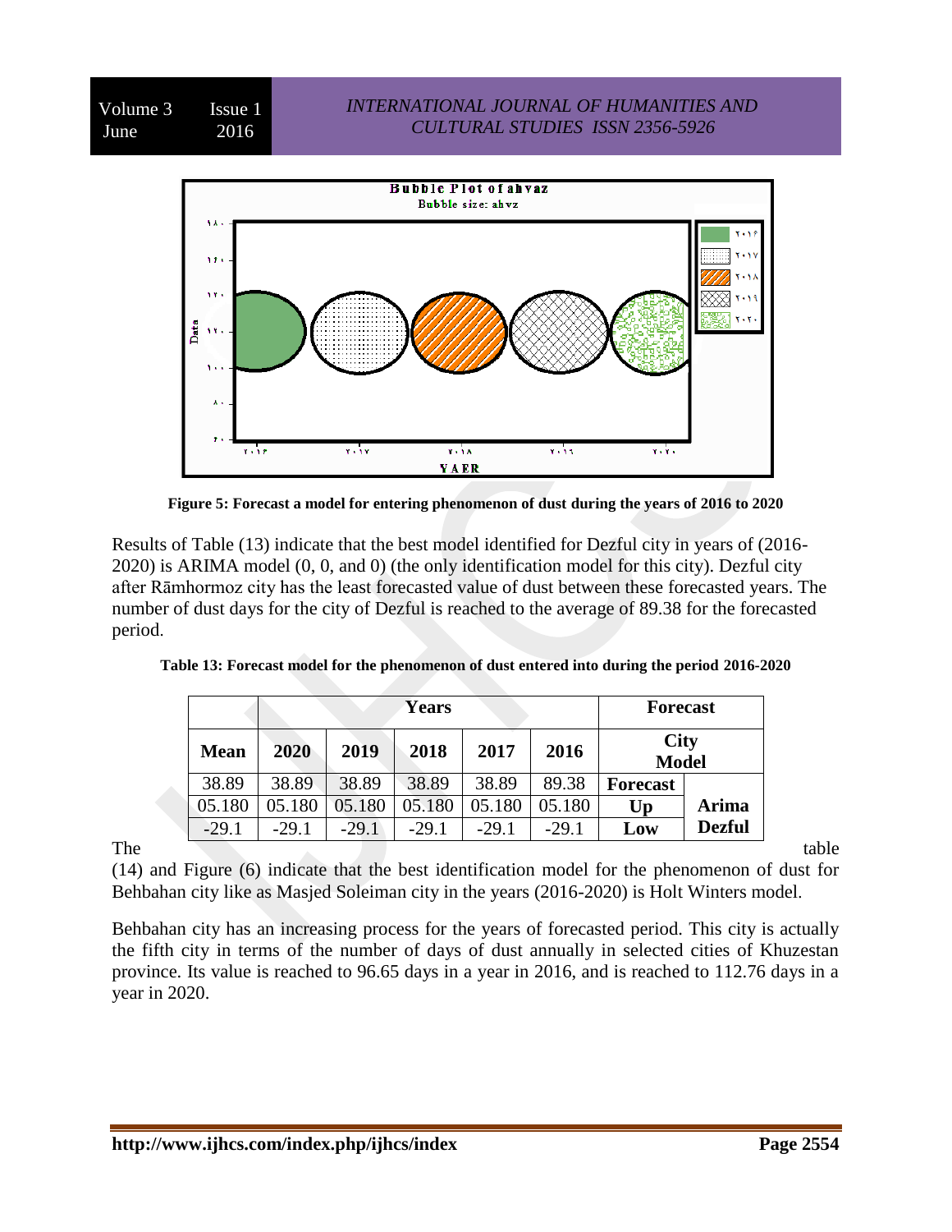**Figure 5: Forecast a model for entering phenomenon of dust during the years of 2016 to 2020**

Results of Table (13) indicate that the best model identified for Dezful city in years of (2016-2020) is ARIMA model (0, 0, and 0) (the only identification model for this city). Dezful city after Rāmhormoz city has the least forecasted value of dust between these forecasted years. The number of dust days for the city of Dezful is reached to the average of 89.38 for the forecasted period.

**Table 13: Forecast model for the phenomenon of dust entered into during the period 2016-2020**

| | Years | | | | | Forecast | |
|---|---|---|---|---|---|---|---|
| **Mean** | **2020** | **2019** | **2018** | **2017** | **2016** | **City Model** | |
| 38.89 | 38.89 | 38.89 | 38.89 | 38.89 | 89.38 | **Forecast** | **Arima Dezful** |
| 05.180 | 05.180 | 05.180 | 05.180 | 05.180 | 05.180 | **Up** | |
| -29.1 | -29.1 | -29.1 | -29.1 | -29.1 | -29.1 | **Low** | |

The table (14) and Figure (6) indicate that the best identification model for the phenomenon of dust for Behbahan city like as Masjed Soleiman city in the years (2016-2020) is Holt Winters model.

Behbahan city has an increasing process for the years of forecasted period. This city is actually the fifth city in terms of the number of days of dust annually in selected cities of Khuzestan province. Its value is reached to 96.65 days in a year in 2016, and is reached to 112.76 days in a year in 2020.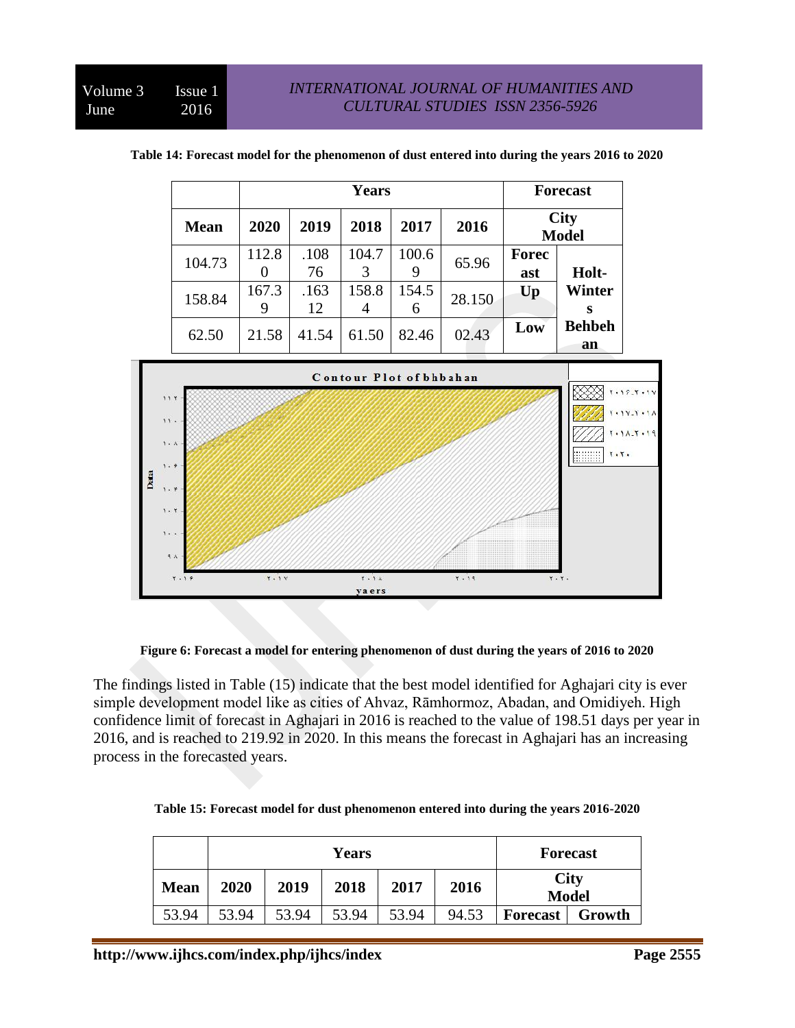**Table 14: Forecast model for the phenomenon of dust entered into during the years 2016 to 2020**

| | Years | | | | | Forecast | |
|---|---|---|---|---|---|---|---|
| Mean | 2020 | 2019 | 2018 | 2017 | 2016 | City Model | |
| 104.73 | 112.80 | .10876 | 104.73 | 100.69 | 65.96 | Forecast | Holt-Winters Behbehan |
| 158.84 | 167.39 | .16312 | 158.84 | 154.56 | 28.150 | Up | |
| 62.50 | 21.58 | 41.54 | 61.50 | 82.46 | 02.43 | Low | |

**Figure 6: Forecast a model for entering phenomenon of dust during the years of 2016 to 2020**

The findings listed in Table (15) indicate that the best model identified for Aghajari city is ever simple development model like as cities of Ahvaz, Rāmhormoz, Abadan, and Omidiyeh. High confidence limit of forecast in Aghajari in 2016 is reached to the value of 198.51 days per year in 2016, and is reached to 219.92 in 2020. In this means the forecast in Aghajari has an increasing process in the forecasted years.

**Table 15: Forecast model for dust phenomenon entered into during the years 2016-2020**

| | Years | | | | | Forecast | |
|---|---|---|---|---|---|---|---|
| Mean | 2020 | 2019 | 2018 | 2017 | 2016 | City Model | |
| 53.94 | 53.94 | 53.94 | 53.94 | 53.94 | 94.53 | Forecast | Growth |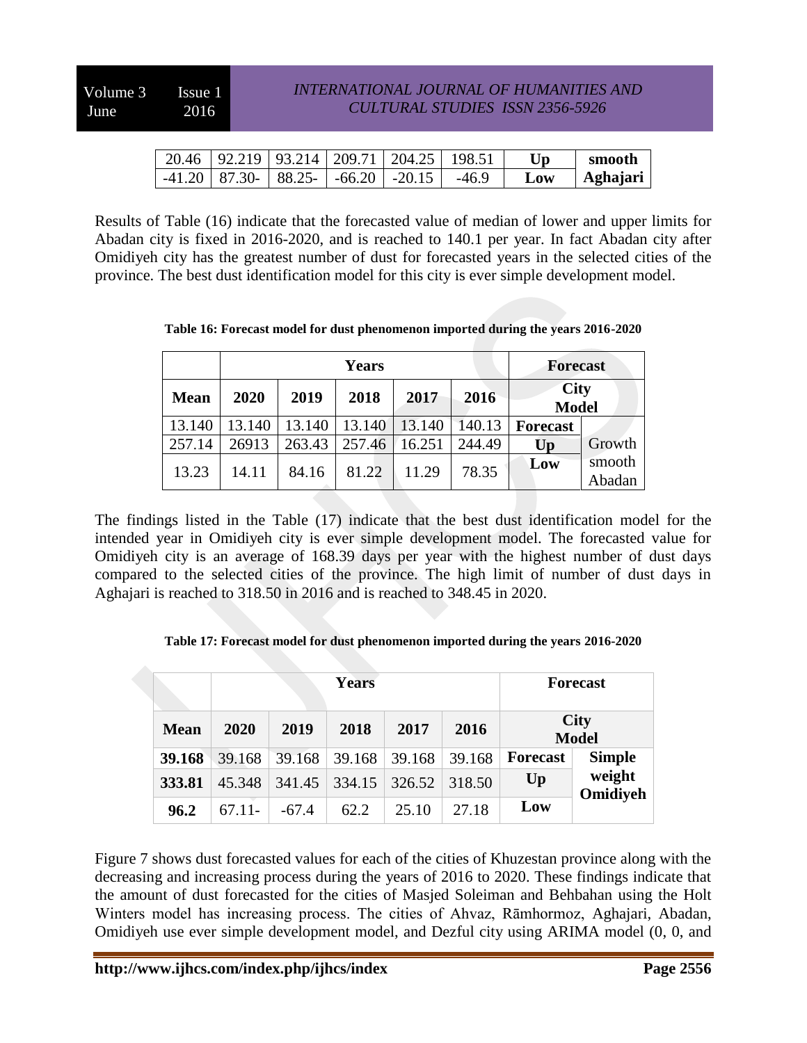| 20.46 | 92.219 | 93.214 | 209.71 | 204.25 | 198.51 | Up | smooth |
|---|---|---|---|---|---|---|---|
| -41.20 | 87.30- | 88.25- | -66.20 | -20.15 | -46.9 | Low | Aghajari |

Results of Table (16) indicate that the forecasted value of median of lower and upper limits for Abadan city is fixed in 2016-2020, and is reached to 140.1 per year. In fact Abadan city after Omidiyeh city has the greatest number of dust for forecasted years in the selected cities of the province. The best dust identification model for this city is ever simple development model.

**Table 16: Forecast model for dust phenomenon imported during the years 2016-2020**

| | Years | | | | | Forecast | |
|---|---|---|---|---|---|---|---|
| **Mean** | **2020** | **2019** | **2018** | **2017** | **2016** | **City Model** | |
| 13.140 | 13.140 | 13.140 | 13.140 | 13.140 | 140.13 | **Forecast** | Growth smooth Abadan |
| 257.14 | 26913 | 263.43 | 257.46 | 16.251 | 244.49 | **Up** | |
| 13.23 | 14.11 | 84.16 | 81.22 | 11.29 | 78.35 | **Low** | |

The findings listed in the Table (17) indicate that the best dust identification model for the intended year in Omidiyeh city is ever simple development model. The forecasted value for Omidiyeh city is an average of 168.39 days per year with the highest number of dust days compared to the selected cities of the province. The high limit of number of dust days in Aghajari is reached to 318.50 in 2016 and is reached to 348.45 in 2020.

**Table 17: Forecast model for dust phenomenon imported during the years 2016-2020**

| | Years | | | | | Forecast | |
|---|---|---|---|---|---|---|---|
| **Mean** | **2020** | **2019** | **2018** | **2017** | **2016** | **City Model** | |
| **39.168** | 39.168 | 39.168 | 39.168 | 39.168 | 39.168 | **Forecast** | **Simple weight Omidiyeh** |
| **333.81** | 45.348 | 341.45 | 334.15 | 326.52 | 318.50 | **Up** | |
| **96.2** | 67.11- | -67.4 | 62.2 | 25.10 | 27.18 | **Low** | |

Figure 7 shows dust forecasted values for each of the cities of Khuzestan province along with the decreasing and increasing process during the years of 2016 to 2020. These findings indicate that the amount of dust forecasted for the cities of Masjed Soleiman and Behbahan using the Holt Winters model has increasing process. The cities of Ahvaz, Rāmhormoz, Aghajari, Abadan, Omidiyeh use ever simple development model, and Dezful city using ARIMA model (0, 0, and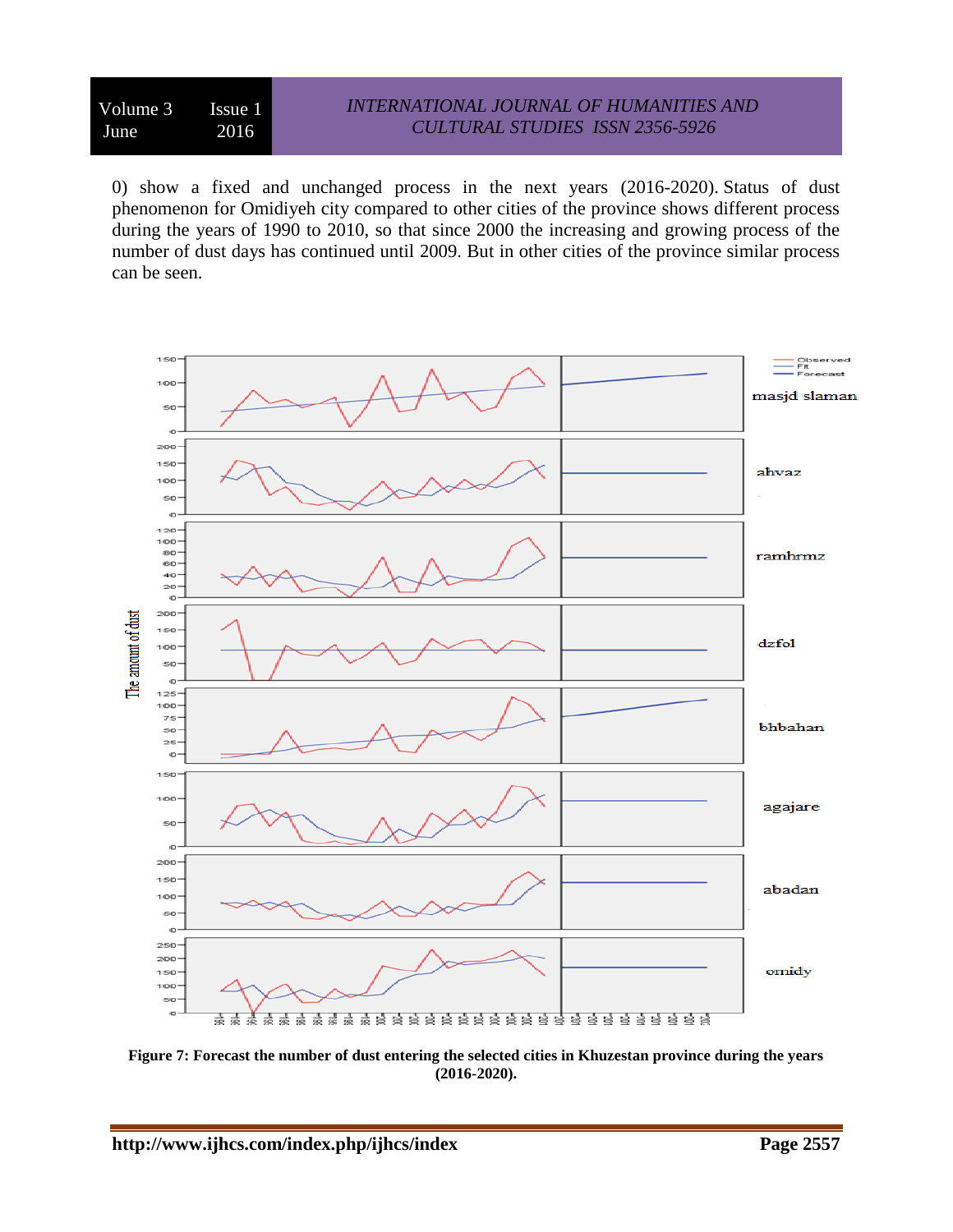0) show a fixed and unchanged process in the next years (2016-2020). Status of dust phenomenon for Omidiyeh city compared to other cities of the province shows different process during the years of 1990 to 2010, so that since 2000 the increasing and growing process of the number of dust days has continued until 2009. But in other cities of the province similar process can be seen.

**Figure 7: Forecast the number of dust entering the selected cities in Khuzestan province during the years (2016-2020).**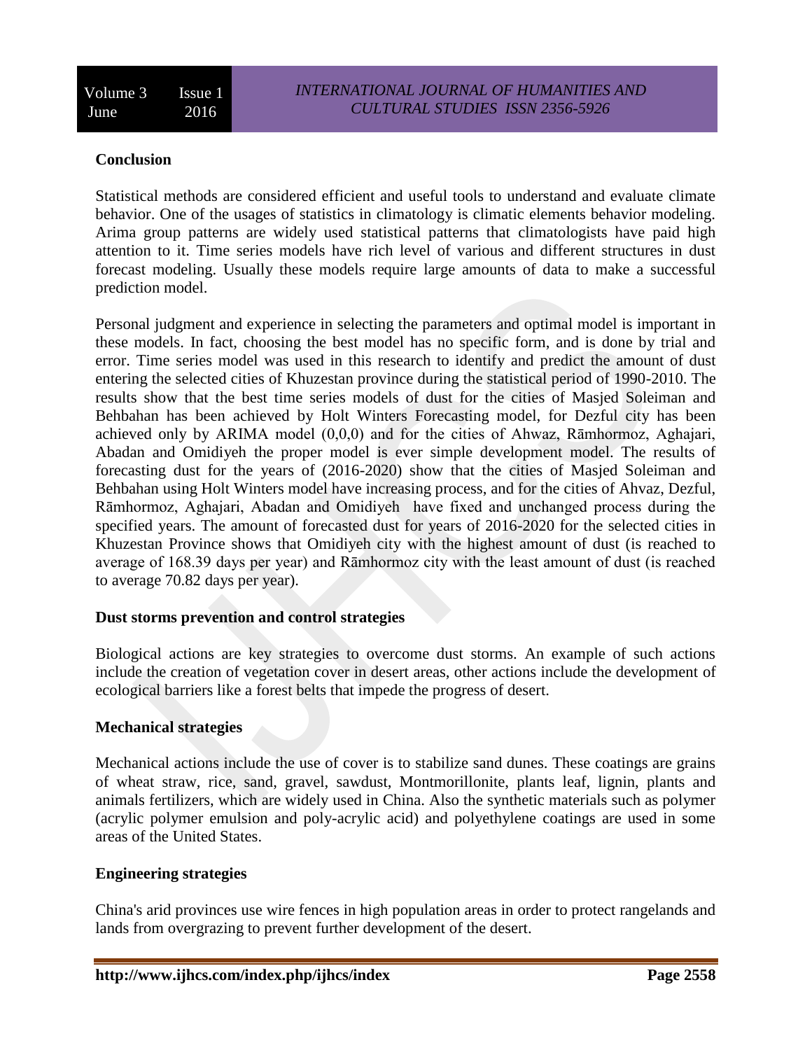**Conclusion**

Statistical methods are considered efficient and useful tools to understand and evaluate climate behavior. One of the usages of statistics in climatology is climatic elements behavior modeling. Arima group patterns are widely used statistical patterns that climatologists have paid high attention to it. Time series models have rich level of various and different structures in dust forecast modeling. Usually these models require large amounts of data to make a successful prediction model.

Personal judgment and experience in selecting the parameters and optimal model is important in these models. In fact, choosing the best model has no specific form, and is done by trial and error. Time series model was used in this research to identify and predict the amount of dust entering the selected cities of Khuzestan province during the statistical period of 1990-2010. The results show that the best time series models of dust for the cities of Masjed Soleiman and Behbahan has been achieved by Holt Winters Forecasting model, for Dezful city has been achieved only by ARIMA model (0,0,0) and for the cities of Ahwaz, Rāmhormoz, Aghajari, Abadan and Omidiyeh the proper model is ever simple development model. The results of forecasting dust for the years of (2016-2020) show that the cities of Masjed Soleiman and Behbahan using Holt Winters model have increasing process, and for the cities of Ahvaz, Dezful, Rāmhormoz, Aghajari, Abadan and Omidiyeh have fixed and unchanged process during the specified years. The amount of forecasted dust for years of 2016-2020 for the selected cities in Khuzestan Province shows that Omidiyeh city with the highest amount of dust (is reached to average of 168.39 days per year) and Rāmhormoz city with the least amount of dust (is reached to average 70.82 days per year).

**Dust storms prevention and control strategies**

Biological actions are key strategies to overcome dust storms. An example of such actions include the creation of vegetation cover in desert areas, other actions include the development of ecological barriers like a forest belts that impede the progress of desert.

**Mechanical strategies**

Mechanical actions include the use of cover is to stabilize sand dunes. These coatings are grains of wheat straw, rice, sand, gravel, sawdust, Montmorillonite, plants leaf, lignin, plants and animals fertilizers, which are widely used in China. Also the synthetic materials such as polymer (acrylic polymer emulsion and poly-acrylic acid) and polyethylene coatings are used in some areas of the United States.

**Engineering strategies**

China's arid provinces use wire fences in high population areas in order to protect rangelands and lands from overgrazing to prevent further development of the desert.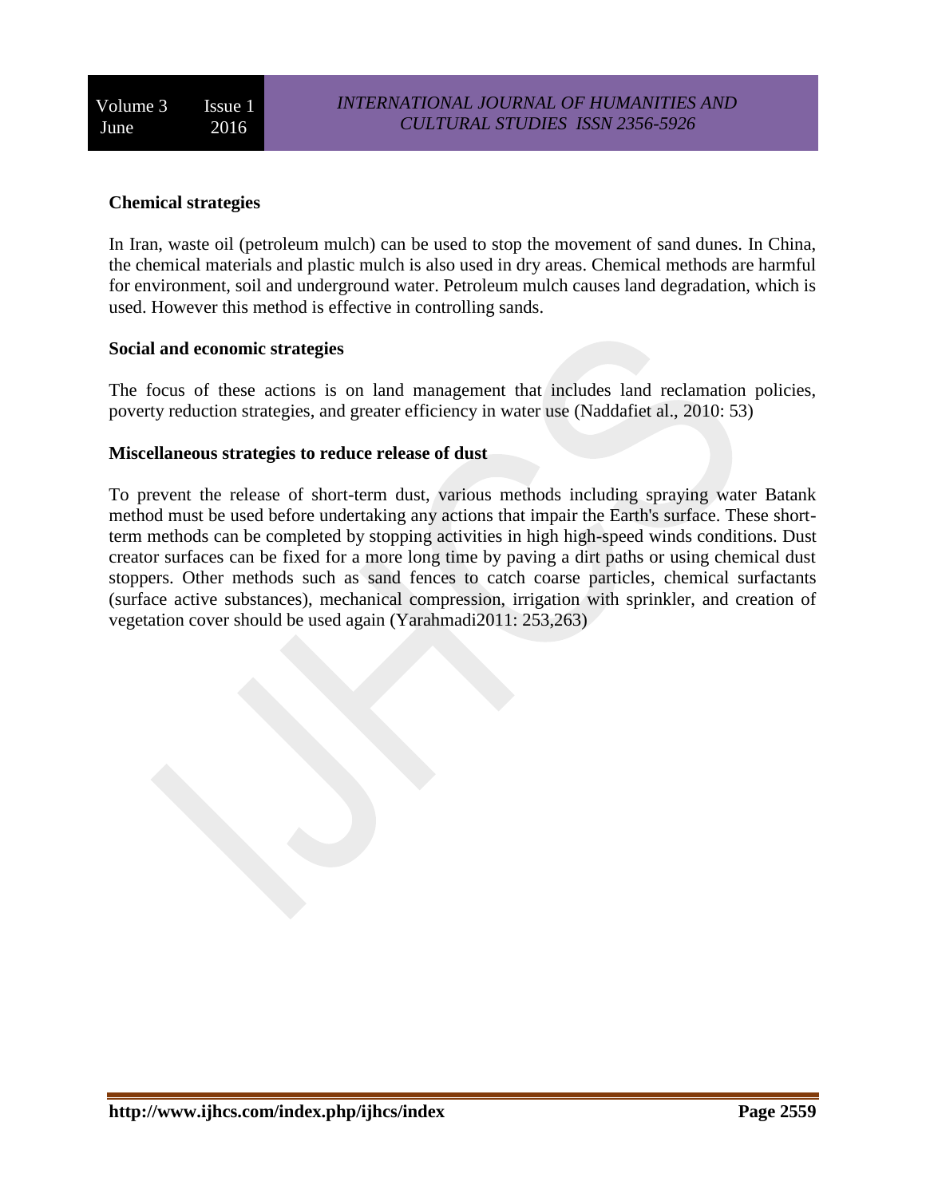**Chemical strategies**

In Iran, waste oil (petroleum mulch) can be used to stop the movement of sand dunes. In China, the chemical materials and plastic mulch is also used in dry areas. Chemical methods are harmful for environment, soil and underground water. Petroleum mulch causes land degradation, which is used. However this method is effective in controlling sands.

**Social and economic strategies**

The focus of these actions is on land management that includes land reclamation policies, poverty reduction strategies, and greater efficiency in water use (Naddafiet al., 2010: 53)

**Miscellaneous strategies to reduce release of dust**

To prevent the release of short-term dust, various methods including spraying water Batank method must be used before undertaking any actions that impair the Earth's surface. These short-term methods can be completed by stopping activities in high high-speed winds conditions. Dust creator surfaces can be fixed for a more long time by paving a dirt paths or using chemical dust stoppers. Other methods such as sand fences to catch coarse particles, chemical surfactants (surface active substances), mechanical compression, irrigation with sprinkler, and creation of vegetation cover should be used again (Yarahmadi2011: 253,263)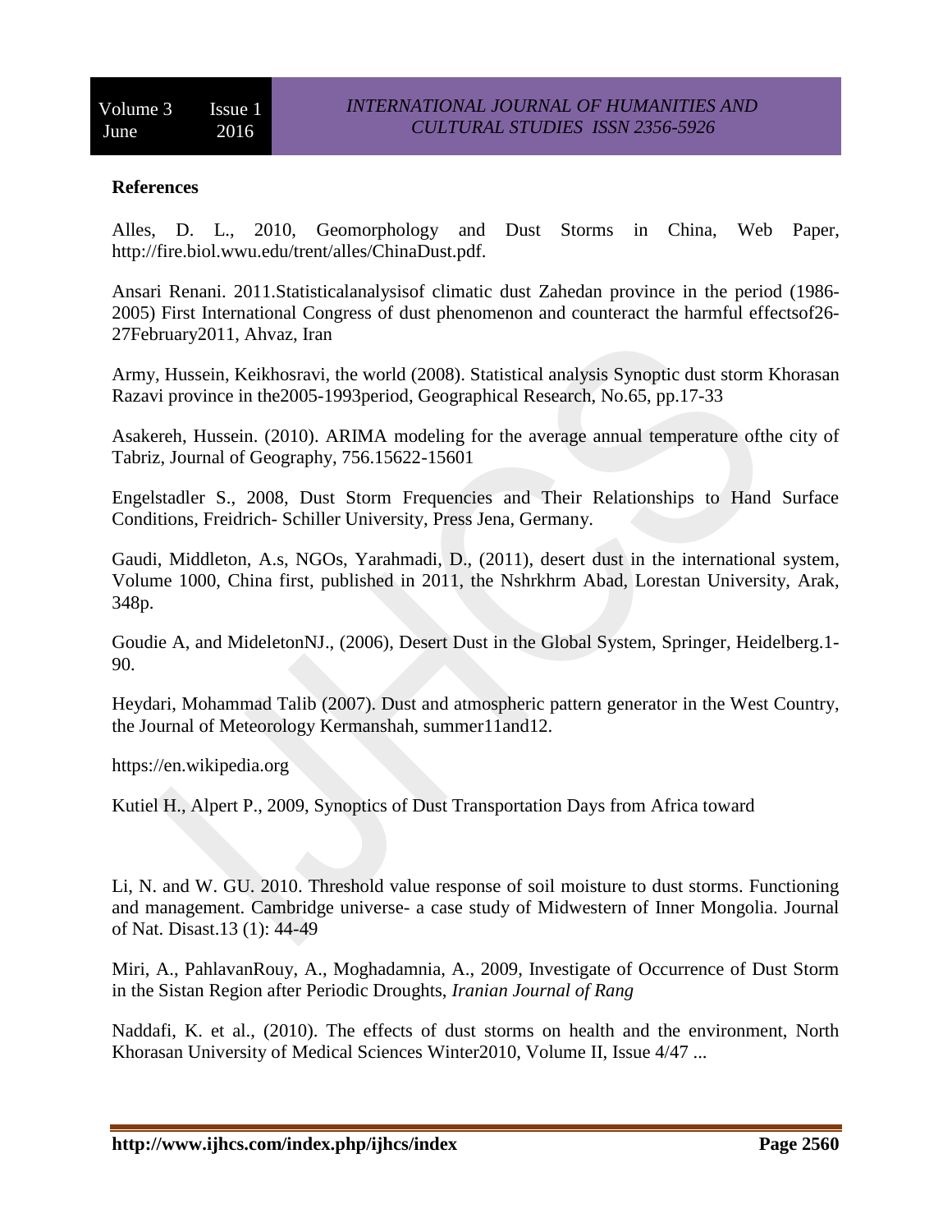**References**

Alles, D. L., 2010, Geomorphology and Dust Storms in China, Web Paper, http://fire.biol.wwu.edu/trent/alles/ChinaDust.pdf.

Ansari Renani. 2011.Statisticalanalysisof climatic dust Zahedan province in the period (1986-2005) First International Congress of dust phenomenon and counteract the harmful effectsof26-27February2011, Ahvaz, Iran

Army, Hussein, Keikhosravi, the world (2008). Statistical analysis Synoptic dust storm Khorasan Razavi province in the2005-1993period, Geographical Research, No.65, pp.17-33

Asakereh, Hussein. (2010). ARIMA modeling for the average annual temperature ofthe city of Tabriz, Journal of Geography, 756.15622-15601

Engelstadler S., 2008, Dust Storm Frequencies and Their Relationships to Hand Surface Conditions, Freidrich- Schiller University, Press Jena, Germany.

Gaudi, Middleton, A.s, NGOs, Yarahmadi, D., (2011), desert dust in the international system, Volume 1000, China first, published in 2011, the Nshrkhrm Abad, Lorestan University, Arak, 348p.

Goudie A, and MideletonNJ., (2006), Desert Dust in the Global System, Springer, Heidelberg.1-90.

Heydari, Mohammad Talib (2007). Dust and atmospheric pattern generator in the West Country, the Journal of Meteorology Kermanshah, summer11and12.

https://en.wikipedia.org

Kutiel H., Alpert P., 2009, Synoptics of Dust Transportation Days from Africa toward

Li, N. and W. GU. 2010. Threshold value response of soil moisture to dust storms. Functioning and management. Cambridge universe- a case study of Midwestern of Inner Mongolia. Journal of Nat. Disast.13 (1): 44-49

Miri, A., PahlavanRouy, A., Moghadamnia, A., 2009, Investigate of Occurrence of Dust Storm in the Sistan Region after Periodic Droughts, *Iranian Journal of Rang*

Naddafi, K. et al., (2010). The effects of dust storms on health and the environment, North Khorasan University of Medical Sciences Winter2010, Volume II, Issue 4/47 ...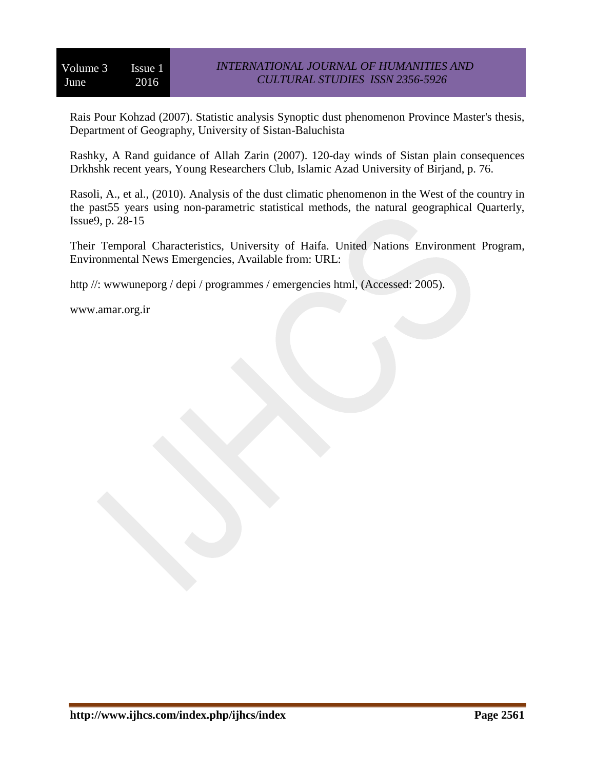Rais Pour Kohzad (2007). Statistic analysis Synoptic dust phenomenon Province Master's thesis, Department of Geography, University of Sistan-Baluchista

Rashky, A Rand guidance of Allah Zarin (2007). 120-day winds of Sistan plain consequences Drkhshk recent years, Young Researchers Club, Islamic Azad University of Birjand, p. 76.

Rasoli, A., et al., (2010). Analysis of the dust climatic phenomenon in the West of the country in the past55 years using non-parametric statistical methods, the natural geographical Quarterly, Issue9, p. 28-15

Their Temporal Characteristics, University of Haifa. United Nations Environment Program, Environmental News Emergencies, Available from: URL:

http //: wwwuneporg / depi / programmes / emergencies html, (Accessed: 2005).

www.amar.org.ir